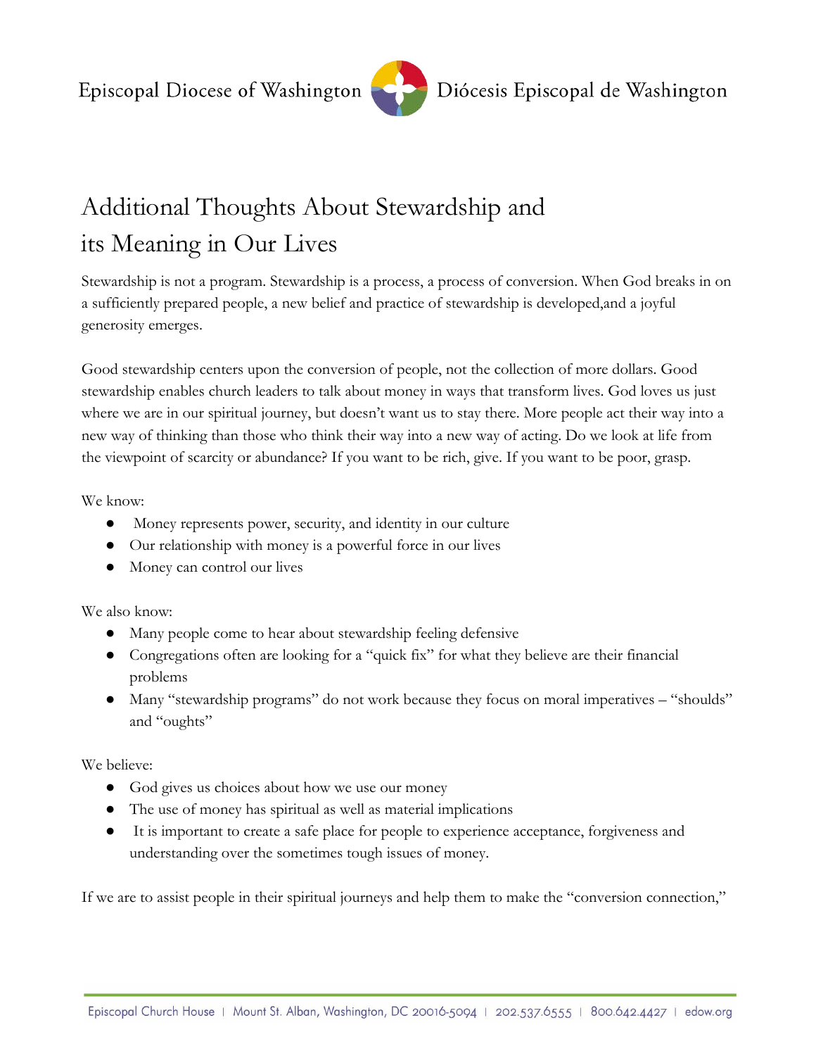# Additional Thoughts About Stewardship and its Meaning in Our Lives

Stewardship is not a program. Stewardship is a process, a process of conversion. When God breaks in on a sufficiently prepared people, a new belief and practice of stewardship is developed,and a joyful generosity emerges.

Good stewardship centers upon the conversion of people, not the collection of more dollars. Good stewardship enables church leaders to talk about money in ways that transform lives. God loves us just where we are in our spiritual journey, but doesn't want us to stay there. More people act their way into a new way of thinking than those who think their way into a new way of acting. Do we look at life from the viewpoint of scarcity or abundance? If you want to be rich, give. If you want to be poor, grasp.

We know:

- Money represents power, security, and identity in our culture
- Our relationship with money is a powerful force in our lives
- Money can control our lives

We also know:

- Many people come to hear about stewardship feeling defensive
- Congregations often are looking for a "quick fix" for what they believe are their financial problems
- Many "stewardship programs" do not work because they focus on moral imperatives – "shoulds" and "oughts"

We believe:

- God gives us choices about how we use our money
- The use of money has spiritual as well as material implications
- It is important to create a safe place for people to experience acceptance, forgiveness and understanding over the sometimes tough issues of money.

If we are to assist people in their spiritual journeys and help them to make the "conversion connection,"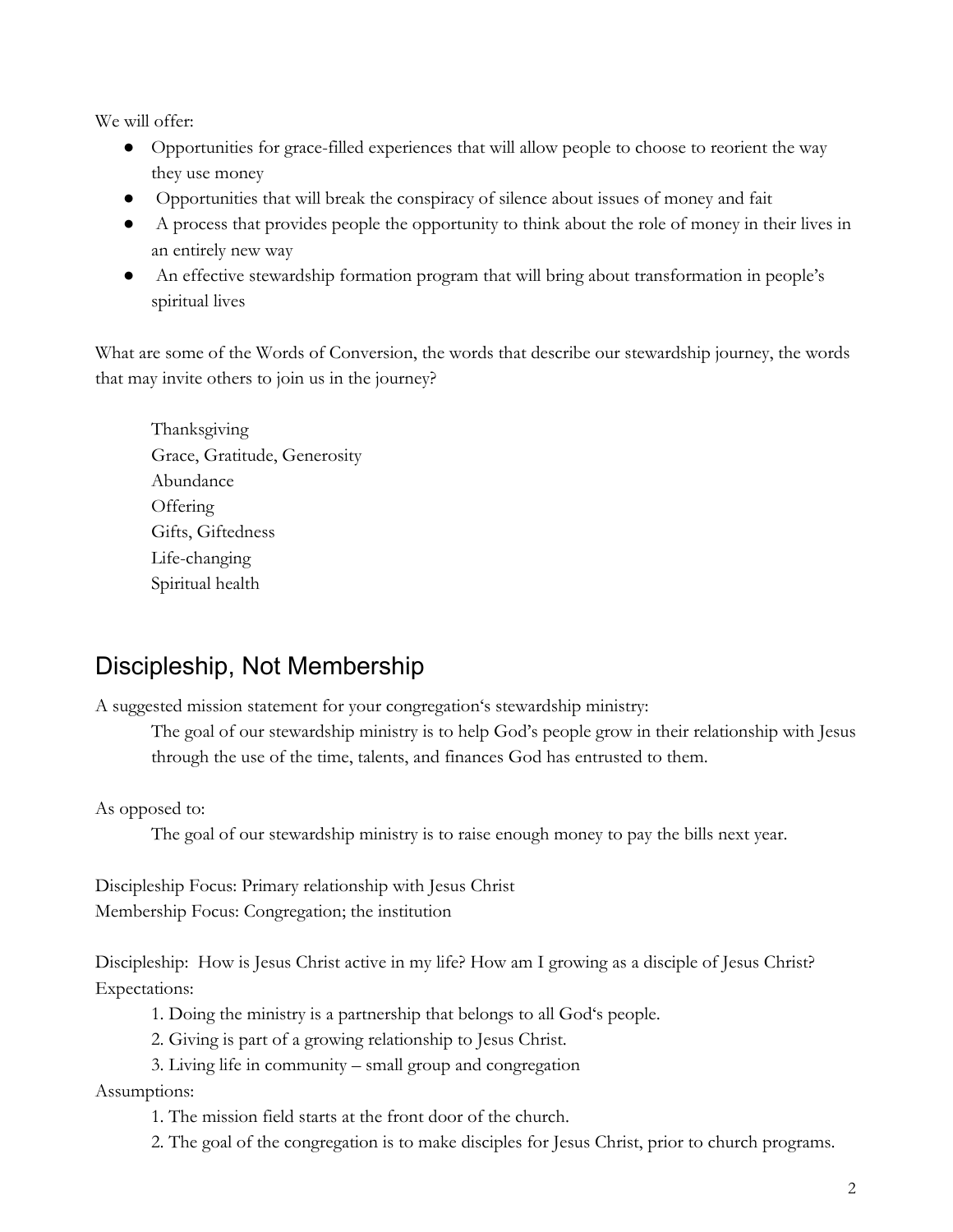We will offer:

- Opportunities for grace-filled experiences that will allow people to choose to reorient the way they use money
- Opportunities that will break the conspiracy of silence about issues of money and fait
- A process that provides people the opportunity to think about the role of money in their lives in an entirely new way
- An effective stewardship formation program that will bring about transformation in people's spiritual lives

What are some of the Words of Conversion, the words that describe our stewardship journey, the words that may invite others to join us in the journey?

> Thanksgiving
> Grace, Gratitude, Generosity
> Abundance
> Offering
> Gifts, Giftedness
> Life-changing
> Spiritual health

## Discipleship, Not Membership

A suggested mission statement for your congregation's stewardship ministry:

> The goal of our stewardship ministry is to help God's people grow in their relationship with Jesus through the use of the time, talents, and finances God has entrusted to them.

As opposed to:

> The goal of our stewardship ministry is to raise enough money to pay the bills next year.

Discipleship Focus: Primary relationship with Jesus Christ
Membership Focus: Congregation; the institution

Discipleship: How is Jesus Christ active in my life? How am I growing as a disciple of Jesus Christ?
Expectations:

1. Doing the ministry is a partnership that belongs to all God's people.
2. Giving is part of a growing relationship to Jesus Christ.
3. Living life in community – small group and congregation

Assumptions:

1. The mission field starts at the front door of the church.
2. The goal of the congregation is to make disciples for Jesus Christ, prior to church programs.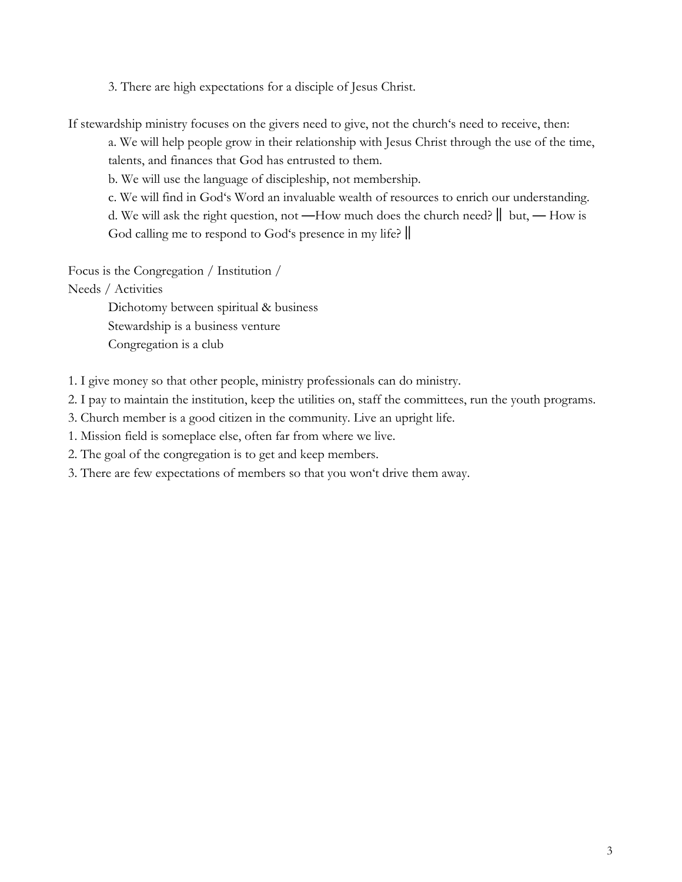3. There are high expectations for a disciple of Jesus Christ.

If stewardship ministry focuses on the givers need to give, not the church's need to receive, then:

a. We will help people grow in their relationship with Jesus Christ through the use of the time, talents, and finances that God has entrusted to them.

b. We will use the language of discipleship, not membership.

c. We will find in God's Word an invaluable wealth of resources to enrich our understanding.

d. We will ask the right question, not ―How much does the church need? ‖ but, ― How is God calling me to respond to God's presence in my life? ‖

Focus is the Congregation / Institution /
Needs / Activities

Dichotomy between spiritual & business
Stewardship is a business venture
Congregation is a club

1. I give money so that other people, ministry professionals can do ministry.
2. I pay to maintain the institution, keep the utilities on, staff the committees, run the youth programs.
3. Church member is a good citizen in the community. Live an upright life.
1. Mission field is someplace else, often far from where we live.
2. The goal of the congregation is to get and keep members.
3. There are few expectations of members so that you won't drive them away.